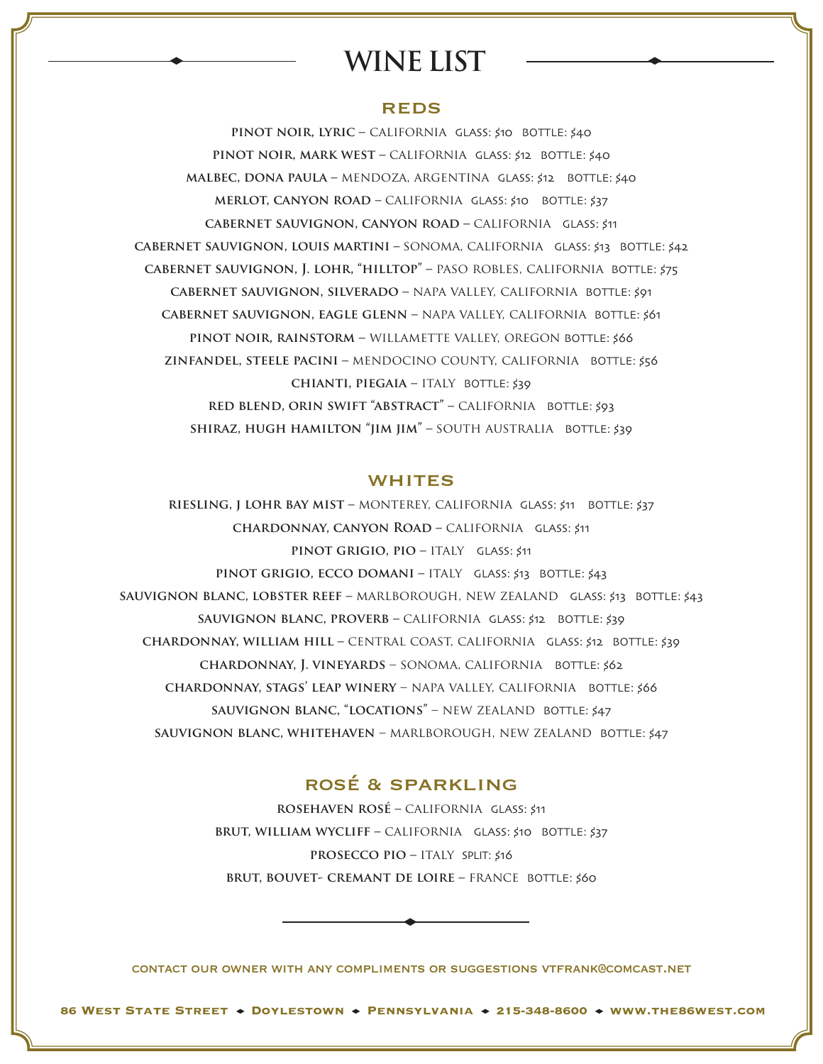# WINE LIST

## REDS

**PINOT NOIR, LYRIC** – CALIFORNIA GLASS: $10 BOTTLE: $40

**PINOT NOIR, MARK WEST** – CALIFORNIA GLASS: $12 BOTTLE: $40

**MALBEC, DONA PAULA** – MENDOZA, ARGENTINA GLASS: $12 BOTTLE: $40

**MERLOT, CANYON ROAD** – CALIFORNIA GLASS: $10 BOTTLE: $37

**CABERNET SAUVIGNON, CANYON ROAD** – CALIFORNIA GLASS: $11

**CABERNET SAUVIGNON, LOUIS MARTINI** – SONOMA, CALIFORNIA GLASS: $13 BOTTLE: $42

**CABERNET SAUVIGNON, J. LOHR, "HILLTOP"** – PASO ROBLES, CALIFORNIA BOTTLE: $75

**CABERNET SAUVIGNON, SILVERADO** – NAPA VALLEY, CALIFORNIA BOTTLE: $91

**CABERNET SAUVIGNON, EAGLE GLENN** – NAPA VALLEY, CALIFORNIA BOTTLE: $61

**PINOT NOIR, RAINSTORM** – WILLAMETTE VALLEY, OREGON BOTTLE: $66

**ZINFANDEL, STEELE PACINI** – MENDOCINO COUNTY, CALIFORNIA BOTTLE: $56

**CHIANTI, PIEGAIA** – ITALY BOTTLE: $39

**RED BLEND, ORIN SWIFT "ABSTRACT"** – CALIFORNIA BOTTLE: $93

**SHIRAZ, HUGH HAMILTON "JIM JIM"** – SOUTH AUSTRALIA BOTTLE: $39

## WHITES

**RIESLING, J LOHR BAY MIST** – MONTEREY, CALIFORNIA GLASS: $11 BOTTLE: $37

**CHARDONNAY, CANYON ROAD** – CALIFORNIA GLASS: $11

**PINOT GRIGIO, PIO** – ITALY GLASS: $11

**PINOT GRIGIO, ECCO DOMANI** – ITALY GLASS: $13 BOTTLE: $43

**SAUVIGNON BLANC, LOBSTER REEF** – MARLBOROUGH, NEW ZEALAND GLASS: $13 BOTTLE: $43

**SAUVIGNON BLANC, PROVERB** – CALIFORNIA GLASS: $12 BOTTLE: $39

**CHARDONNAY, WILLIAM HILL** – CENTRAL COAST, CALIFORNIA GLASS: $12 BOTTLE: $39

**CHARDONNAY, J. VINEYARDS** – SONOMA, CALIFORNIA BOTTLE: $62

**CHARDONNAY, STAGS' LEAP WINERY** – NAPA VALLEY, CALIFORNIA BOTTLE: $66

**SAUVIGNON BLANC, "LOCATIONS"** – NEW ZEALAND BOTTLE: $47

**SAUVIGNON BLANC, WHITEHAVEN** – MARLBOROUGH, NEW ZEALAND BOTTLE: $47

## ROSÉ & SPARKLING

**ROSEHAVEN ROSÉ** – CALIFORNIA GLASS: $11

**BRUT, WILLIAM WYCLIFF** – CALIFORNIA GLASS: $10 BOTTLE: $37

**PROSECCO PIO** – ITALY SPLIT: $16

**BRUT, BOUVET- CREMANT DE LOIRE** – FRANCE BOTTLE: $60

CONTACT OUR OWNER WITH ANY COMPLIMENTS OR SUGGESTIONS VTFRANK@COMCAST.NET

86 West State Street ◆ Doylestown ◆ Pennsylvania ◆ 215-348-8600 ◆ www.the86west.com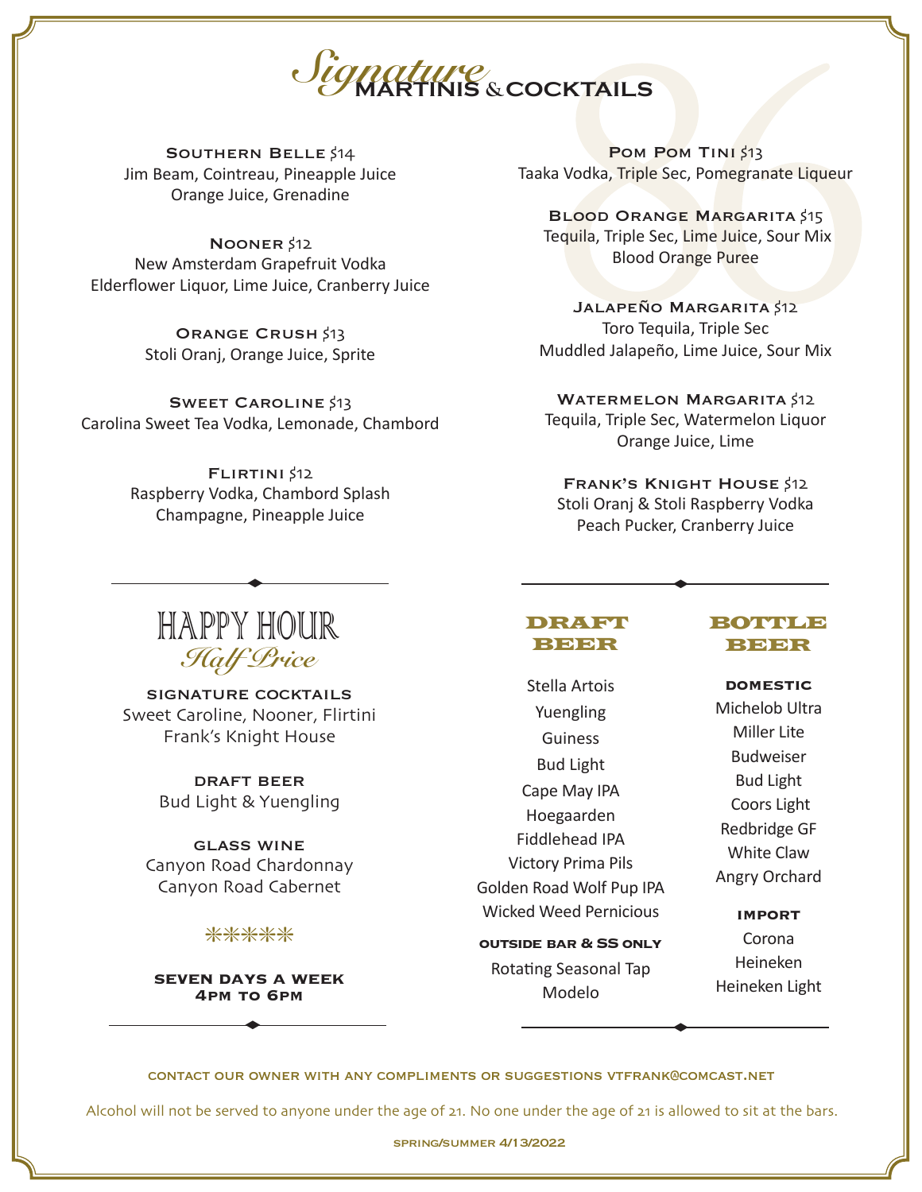# Signature Martinis & Cocktails

**Southern Belle** $14
Jim Beam, Cointreau, Pineapple Juice
Orange Juice, Grenadine

**Nooner** $12
New Amsterdam Grapefruit Vodka
Elderflower Liquor, Lime Juice, Cranberry Juice

**Orange Crush** $13
Stoli Oranj, Orange Juice, Sprite

**Sweet Caroline** $13
Carolina Sweet Tea Vodka, Lemonade, Chambord

**Flirtini** $12
Raspberry Vodka, Chambord Splash
Champagne, Pineapple Juice

**Pom Pom Tini** $13
Taaka Vodka, Triple Sec, Pomegranate Liqueur

**Blood Orange Margarita** $15
Tequila, Triple Sec, Lime Juice, Sour Mix
Blood Orange Puree

**Jalapeño Margarita** $12
Toro Tequila, Triple Sec
Muddled Jalapeño, Lime Juice, Sour Mix

**Watermelon Margarita** $12
Tequila, Triple Sec, Watermelon Liquor
Orange Juice, Lime

**Frank's Knight House** $12
Stoli Oranj & Stoli Raspberry Vodka
Peach Pucker, Cranberry Juice

## Happy Hour
*Half Price*

**signature cocktails**
Sweet Caroline, Nooner, Flirtini
Frank's Knight House

**draft beer**
Bud Light & Yuengling

**glass wine**
Canyon Road Chardonnay
Canyon Road Cabernet

*****

**seven days a week**
**4pm to 6pm**

## Draft Beer

Stella Artois
Yuengling
Guiness
Bud Light
Cape May IPA
Hoegaarden
Fiddlehead IPA
Victory Prima Pils
Golden Road Wolf Pup IPA
Wicked Weed Pernicious

**outside bar & SS only**
Rotating Seasonal Tap
Modelo

## Bottle Beer

**domestic**
Michelob Ultra
Miller Lite
Budweiser
Bud Light
Coors Light
Redbridge GF
White Claw
Angry Orchard

**import**
Corona
Heineken
Heineken Light

contact our owner with any compliments or suggestions vtfrank@comcast.net

Alcohol will not be served to anyone under the age of 21. No one under the age of 21 is allowed to sit at the bars.

spring/summer 4/13/2022